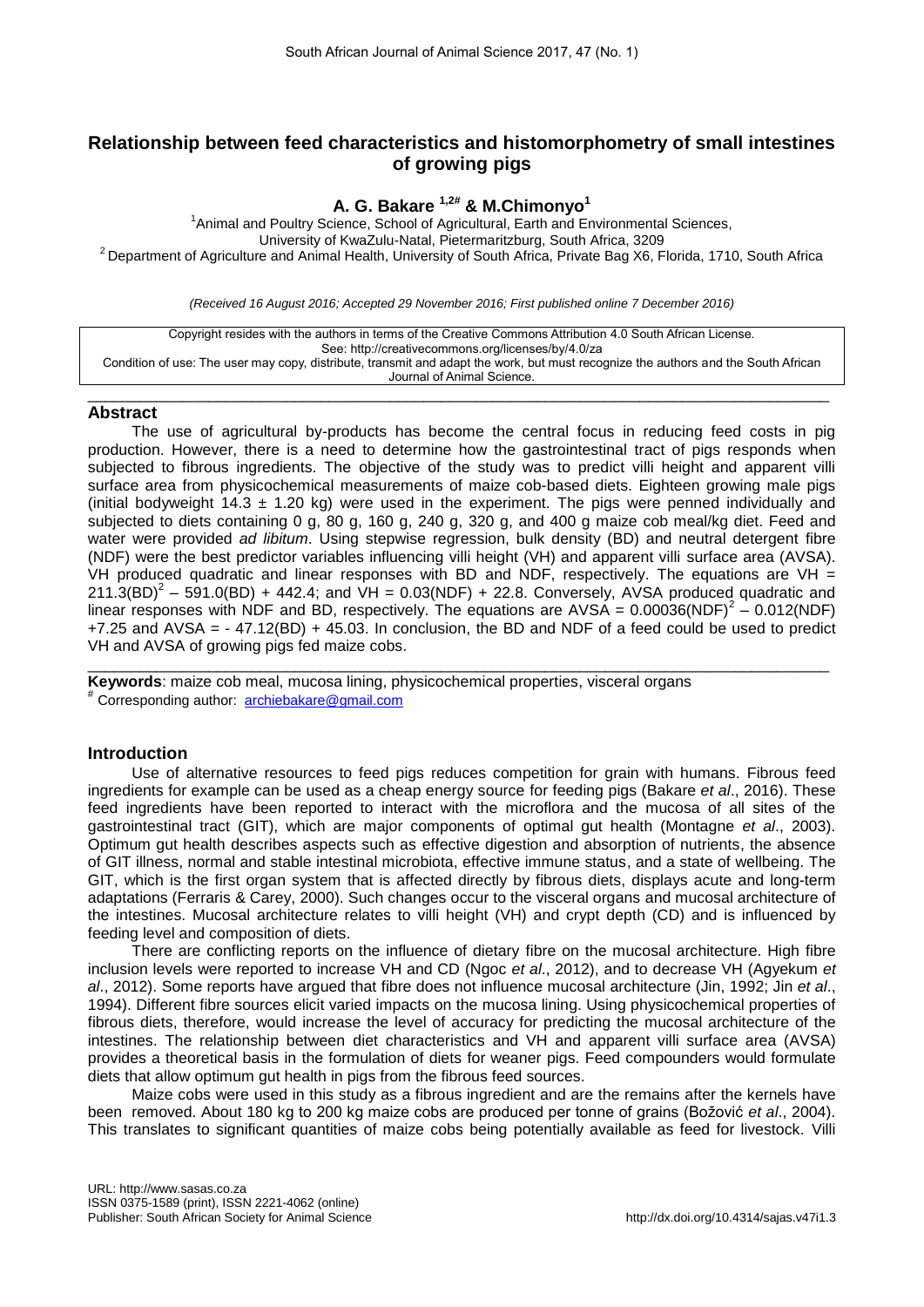# Relationship between feed characteristics and histomorphometry of small intestines of growing pigs

**A. G. Bakare [1,2#] & M.Chimonyo[1]**

[1]Animal and Poultry Science, School of Agricultural, Earth and Environmental Sciences, University of KwaZulu-Natal, Pietermaritzburg, South Africa, 3209
[2]Department of Agriculture and Animal Health, University of South Africa, Private Bag X6, Florida, 1710, South Africa

*(Received 16 August 2016; Accepted 29 November 2016; First published online 7 December 2016)*

Copyright resides with the authors in terms of the Creative Commons Attribution 4.0 South African License.
See: http://creativecommons.org/licenses/by/4.0/za
Condition of use: The user may copy, distribute, transmit and adapt the work, but must recognize the authors and the South African Journal of Animal Science.

## Abstract

The use of agricultural by-products has become the central focus in reducing feed costs in pig production. However, there is a need to determine how the gastrointestinal tract of pigs responds when subjected to fibrous ingredients. The objective of the study was to predict villi height and apparent villi surface area from physicochemical measurements of maize cob-based diets. Eighteen growing male pigs (initial bodyweight $14.3 \pm 1.20$ kg) were used in the experiment. The pigs were penned individually and subjected to diets containing 0 g, 80 g, 160 g, 240 g, 320 g, and 400 g maize cob meal/kg diet. Feed and water were provided *ad libitum*. Using stepwise regression, bulk density (BD) and neutral detergent fibre (NDF) were the best predictor variables influencing villi height (VH) and apparent villi surface area (AVSA). VH produced quadratic and linear responses with BD and NDF, respectively. The equations are $VH = 211.3(BD)^2 - 591.0(BD) + 442.4$; and $VH = 0.03(NDF) + 22.8$. Conversely, AVSA produced quadratic and linear responses with NDF and BD, respectively. The equations are $AVSA = 0.00036(NDF)^2 - 0.012(NDF) + 7.25$ and $AVSA = -47.12(BD) + 45.03$. In conclusion, the BD and NDF of a feed could be used to predict VH and AVSA of growing pigs fed maize cobs.

**Keywords**: maize cob meal, mucosa lining, physicochemical properties, visceral organs
[#] Corresponding author: archiebakare@gmail.com

## Introduction

Use of alternative resources to feed pigs reduces competition for grain with humans. Fibrous feed ingredients for example can be used as a cheap energy source for feeding pigs (Bakare *et al*., 2016). These feed ingredients have been reported to interact with the microflora and the mucosa of all sites of the gastrointestinal tract (GIT), which are major components of optimal gut health (Montagne *et al*., 2003). Optimum gut health describes aspects such as effective digestion and absorption of nutrients, the absence of GIT illness, normal and stable intestinal microbiota, effective immune status, and a state of wellbeing. The GIT, which is the first organ system that is affected directly by fibrous diets, displays acute and long-term adaptations (Ferraris & Carey, 2000). Such changes occur to the visceral organs and mucosal architecture of the intestines. Mucosal architecture relates to villi height (VH) and crypt depth (CD) and is influenced by feeding level and composition of diets.

There are conflicting reports on the influence of dietary fibre on the mucosal architecture. High fibre inclusion levels were reported to increase VH and CD (Ngoc *et al*., 2012), and to decrease VH (Agyekum *et al*., 2012). Some reports have argued that fibre does not influence mucosal architecture (Jin, 1992; Jin *et al*., 1994). Different fibre sources elicit varied impacts on the mucosa lining. Using physicochemical properties of fibrous diets, therefore, would increase the level of accuracy for predicting the mucosal architecture of the intestines. The relationship between diet characteristics and VH and apparent villi surface area (AVSA) provides a theoretical basis in the formulation of diets for weaner pigs. Feed compounders would formulate diets that allow optimum gut health in pigs from the fibrous feed sources.

Maize cobs were used in this study as a fibrous ingredient and are the remains after the kernels have been removed. About 180 kg to 200 kg maize cobs are produced per tonne of grains (Božović *et al*., 2004). This translates to significant quantities of maize cobs being potentially available as feed for livestock. Villi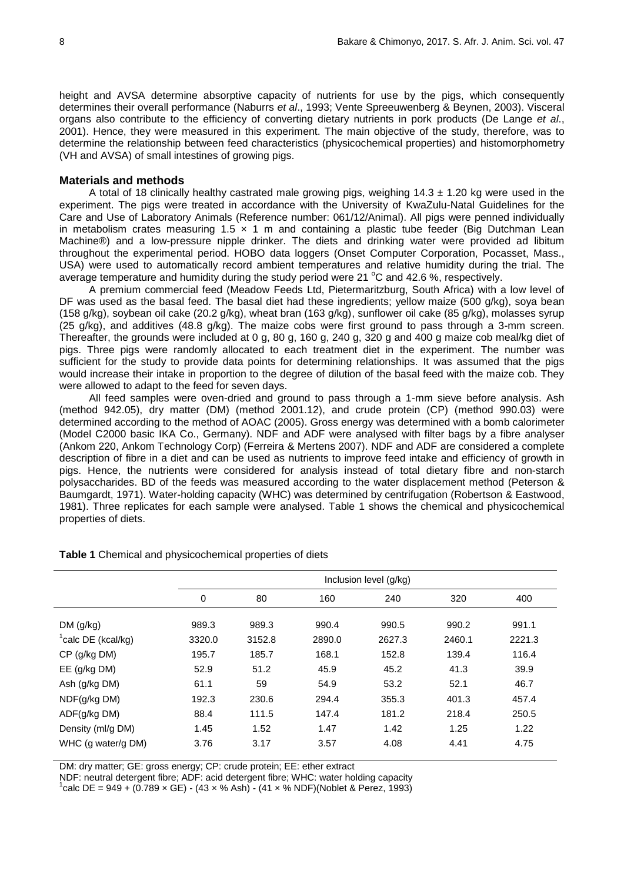height and AVSA determine absorptive capacity of nutrients for use by the pigs, which consequently determines their overall performance (Naburrs *et al*., 1993; Vente Spreeuwenberg & Beynen, 2003). Visceral organs also contribute to the efficiency of converting dietary nutrients in pork products (De Lange *et al*., 2001). Hence, they were measured in this experiment. The main objective of the study, therefore, was to determine the relationship between feed characteristics (physicochemical properties) and histomorphometry (VH and AVSA) of small intestines of growing pigs.

## Materials and methods

A total of 18 clinically healthy castrated male growing pigs, weighing $14.3 \pm 1.20$ kg were used in the experiment. The pigs were treated in accordance with the University of KwaZulu-Natal Guidelines for the Care and Use of Laboratory Animals (Reference number: 061/12/Animal). All pigs were penned individually in metabolism crates measuring $1.5 \times 1$ m and containing a plastic tube feeder (Big Dutchman Lean Machine®) and a low-pressure nipple drinker. The diets and drinking water were provided ad libitum throughout the experimental period. HOBO data loggers (Onset Computer Corporation, Pocasset, Mass., USA) were used to automatically record ambient temperatures and relative humidity during the trial. The average temperature and humidity during the study period were 21 °C and 42.6 %, respectively.

A premium commercial feed (Meadow Feeds Ltd, Pietermaritzburg, South Africa) with a low level of DF was used as the basal feed. The basal diet had these ingredients; yellow maize (500 g/kg), soya bean (158 g/kg), soybean oil cake (20.2 g/kg), wheat bran (163 g/kg), sunflower oil cake (85 g/kg), molasses syrup (25 g/kg), and additives (48.8 g/kg). The maize cobs were first ground to pass through a 3-mm screen. Thereafter, the grounds were included at 0 g, 80 g, 160 g, 240 g, 320 g and 400 g maize cob meal/kg diet of pigs. Three pigs were randomly allocated to each treatment diet in the experiment. The number was sufficient for the study to provide data points for determining relationships. It was assumed that the pigs would increase their intake in proportion to the degree of dilution of the basal feed with the maize cob. They were allowed to adapt to the feed for seven days.

All feed samples were oven-dried and ground to pass through a 1-mm sieve before analysis. Ash (method 942.05), dry matter (DM) (method 2001.12), and crude protein (CP) (method 990.03) were determined according to the method of AOAC (2005). Gross energy was determined with a bomb calorimeter (Model C2000 basic IKA Co., Germany). NDF and ADF were analysed with filter bags by a fibre analyser (Ankom 220, Ankom Technology Corp) (Ferreira & Mertens 2007). NDF and ADF are considered a complete description of fibre in a diet and can be used as nutrients to improve feed intake and efficiency of growth in pigs. Hence, the nutrients were considered for analysis instead of total dietary fibre and non-starch polysaccharides. BD of the feeds was measured according to the water displacement method (Peterson & Baumgardt, 1971). Water-holding capacity (WHC) was determined by centrifugation (Robertson & Eastwood, 1981). Three replicates for each sample were analysed. Table 1 shows the chemical and physicochemical properties of diets.

**Table 1** Chemical and physicochemical properties of diets

| | Inclusion level (g/kg) | | | | | |
|---|---|---|---|---|---|---|
| | 0 | 80 | 160 | 240 | 320 | 400 |
| DM (g/kg) | 989.3 | 989.3 | 990.4 | 990.5 | 990.2 | 991.1 |
| [1]calc DE (kcal/kg) | 3320.0 | 3152.8 | 2890.0 | 2627.3 | 2460.1 | 2221.3 |
| CP (g/kg DM) | 195.7 | 185.7 | 168.1 | 152.8 | 139.4 | 116.4 |
| EE (g/kg DM) | 52.9 | 51.2 | 45.9 | 45.2 | 41.3 | 39.9 |
| Ash (g/kg DM) | 61.1 | 59 | 54.9 | 53.2 | 52.1 | 46.7 |
| NDF(g/kg DM) | 192.3 | 230.6 | 294.4 | 355.3 | 401.3 | 457.4 |
| ADF(g/kg DM) | 88.4 | 111.5 | 147.4 | 181.2 | 218.4 | 250.5 |
| Density (ml/g DM) | 1.45 | 1.52 | 1.47 | 1.42 | 1.25 | 1.22 |
| WHC (g water/g DM) | 3.76 | 3.17 | 3.57 | 4.08 | 4.41 | 4.75 |

DM: dry matter; GE: gross energy; CP: crude protein; EE: ether extract

NDF: neutral detergent fibre; ADF: acid detergent fibre; WHC: water holding capacity

[1]calc DE = $949 + (0.789 \times \text{GE}) - (43 \times \%\ \text{Ash}) - (41 \times \%\ \text{NDF})$(Noblet & Perez, 1993)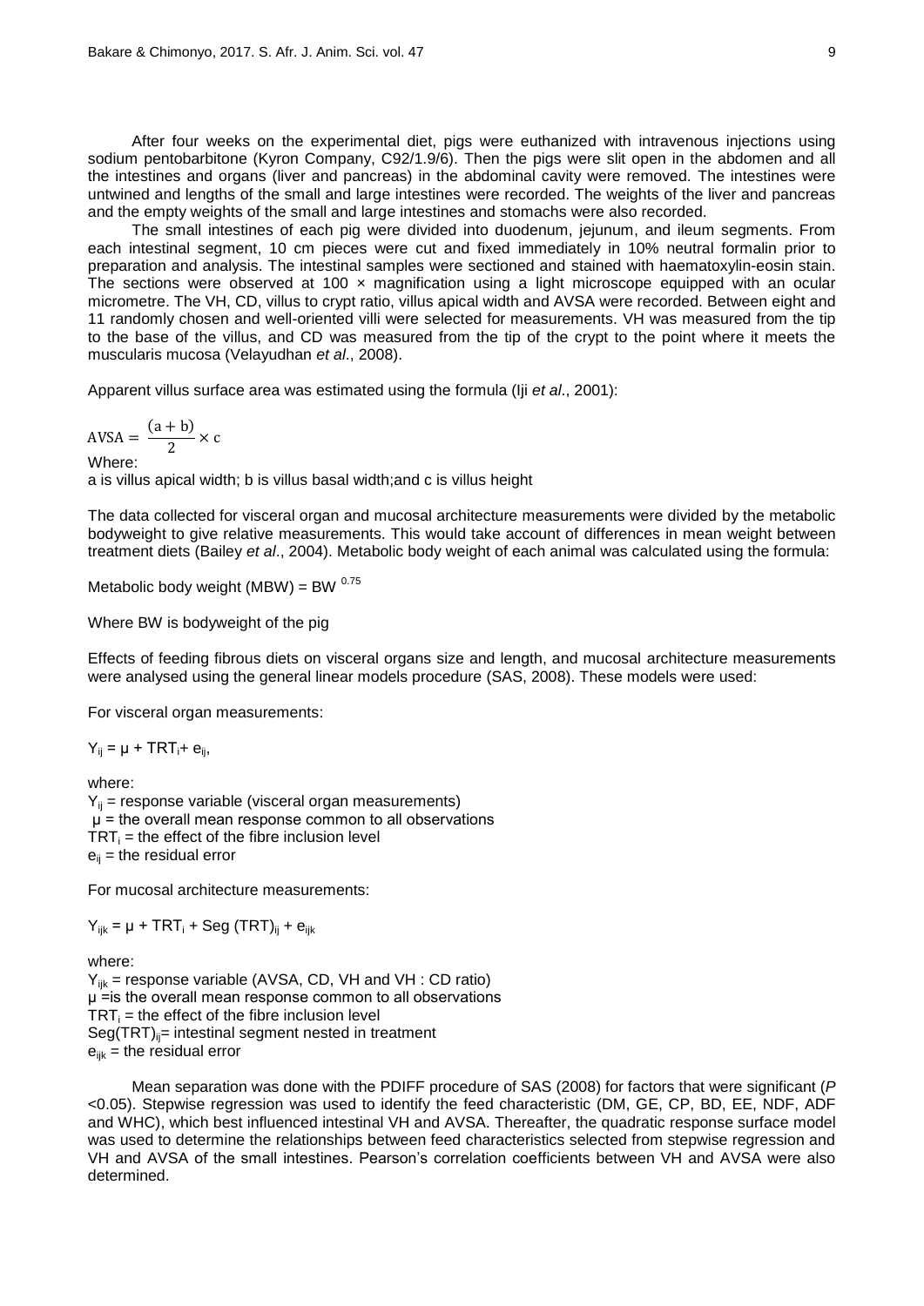After four weeks on the experimental diet, pigs were euthanized with intravenous injections using sodium pentobarbitone (Kyron Company, C92/1.9/6). Then the pigs were slit open in the abdomen and all the intestines and organs (liver and pancreas) in the abdominal cavity were removed. The intestines were untwined and lengths of the small and large intestines were recorded. The weights of the liver and pancreas and the empty weights of the small and large intestines and stomachs were also recorded.

The small intestines of each pig were divided into duodenum, jejunum, and ileum segments. From each intestinal segment, 10 cm pieces were cut and fixed immediately in 10% neutral formalin prior to preparation and analysis. The intestinal samples were sectioned and stained with haematoxylin-eosin stain. The sections were observed at 100 × magnification using a light microscope equipped with an ocular micrometre. The VH, CD, villus to crypt ratio, villus apical width and AVSA were recorded. Between eight and 11 randomly chosen and well-oriented villi were selected for measurements. VH was measured from the tip to the base of the villus, and CD was measured from the tip of the crypt to the point where it meets the muscularis mucosa (Velayudhan *et al*., 2008).

Apparent villus surface area was estimated using the formula (Iji *et al*., 2001):

$$\text{AVSA} = \frac{(a + b)}{2} \times c$$

Where:

a is villus apical width; b is villus basal width;and c is villus height

The data collected for visceral organ and mucosal architecture measurements were divided by the metabolic bodyweight to give relative measurements. This would take account of differences in mean weight between treatment diets (Bailey *et al*., 2004). Metabolic body weight of each animal was calculated using the formula:

Metabolic body weight (MBW) = $\text{BW}^{0.75}$

Where BW is bodyweight of the pig

Effects of feeding fibrous diets on visceral organs size and length, and mucosal architecture measurements were analysed using the general linear models procedure (SAS, 2008). These models were used:

For visceral organ measurements:

$Y_{ij} = \mu + TRT_i + e_{ij}$,

where:

$Y_{ij}$ = response variable (visceral organ measurements)
$\mu$ = the overall mean response common to all observations
$TRT_i$ = the effect of the fibre inclusion level
$e_{ij}$ = the residual error

For mucosal architecture measurements:

$Y_{ijk} = \mu + TRT_i + Seg\,(TRT)_{ij} + e_{ijk}$

where:

$Y_{ijk}$ = response variable (AVSA, CD, VH and VH : CD ratio)
$\mu$ =is the overall mean response common to all observations
$TRT_i$ = the effect of the fibre inclusion level
$Seg(TRT)_{ij}$= intestinal segment nested in treatment
$e_{ijk}$ = the residual error

Mean separation was done with the PDIFF procedure of SAS (2008) for factors that were significant ($P$ <0.05). Stepwise regression was used to identify the feed characteristic (DM, GE, CP, BD, EE, NDF, ADF and WHC), which best influenced intestinal VH and AVSA. Thereafter, the quadratic response surface model was used to determine the relationships between feed characteristics selected from stepwise regression and VH and AVSA of the small intestines. Pearson's correlation coefficients between VH and AVSA were also determined.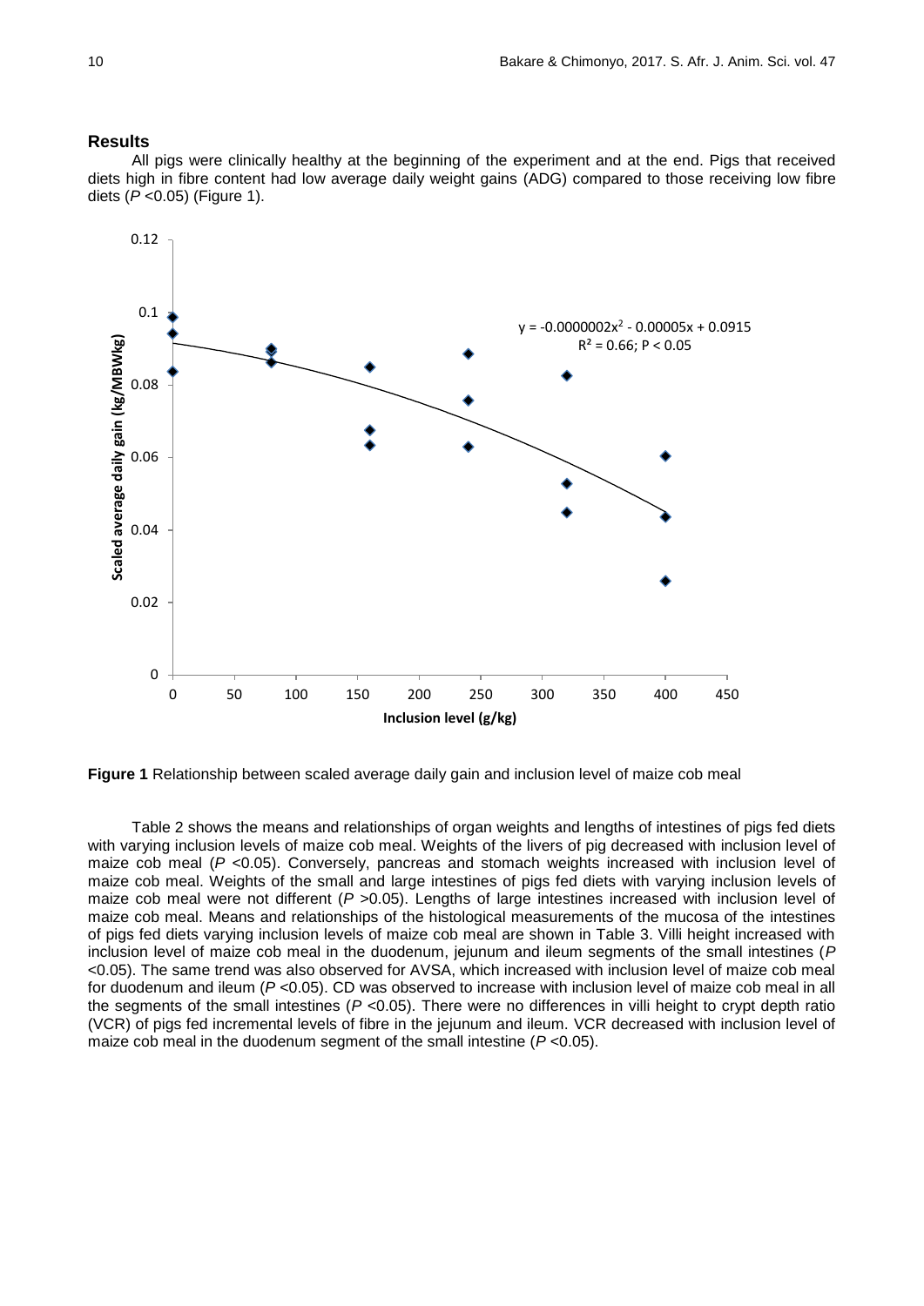## Results

All pigs were clinically healthy at the beginning of the experiment and at the end. Pigs that received diets high in fibre content had low average daily weight gains (ADG) compared to those receiving low fibre diets (*P* <0.05) (Figure 1).

**Figure 1** Relationship between scaled average daily gain and inclusion level of maize cob meal

Table 2 shows the means and relationships of organ weights and lengths of intestines of pigs fed diets with varying inclusion levels of maize cob meal. Weights of the livers of pig decreased with inclusion level of maize cob meal (*P* <0.05). Conversely, pancreas and stomach weights increased with inclusion level of maize cob meal. Weights of the small and large intestines of pigs fed diets with varying inclusion levels of maize cob meal were not different (*P* >0.05). Lengths of large intestines increased with inclusion level of maize cob meal. Means and relationships of the histological measurements of the mucosa of the intestines of pigs fed diets varying inclusion levels of maize cob meal are shown in Table 3. Villi height increased with inclusion level of maize cob meal in the duodenum, jejunum and ileum segments of the small intestines (*P* <0.05). The same trend was also observed for AVSA, which increased with inclusion level of maize cob meal for duodenum and ileum (*P* <0.05). CD was observed to increase with inclusion level of maize cob meal in all the segments of the small intestines (*P* <0.05). There were no differences in villi height to crypt depth ratio (VCR) of pigs fed incremental levels of fibre in the jejunum and ileum. VCR decreased with inclusion level of maize cob meal in the duodenum segment of the small intestine (*P* <0.05).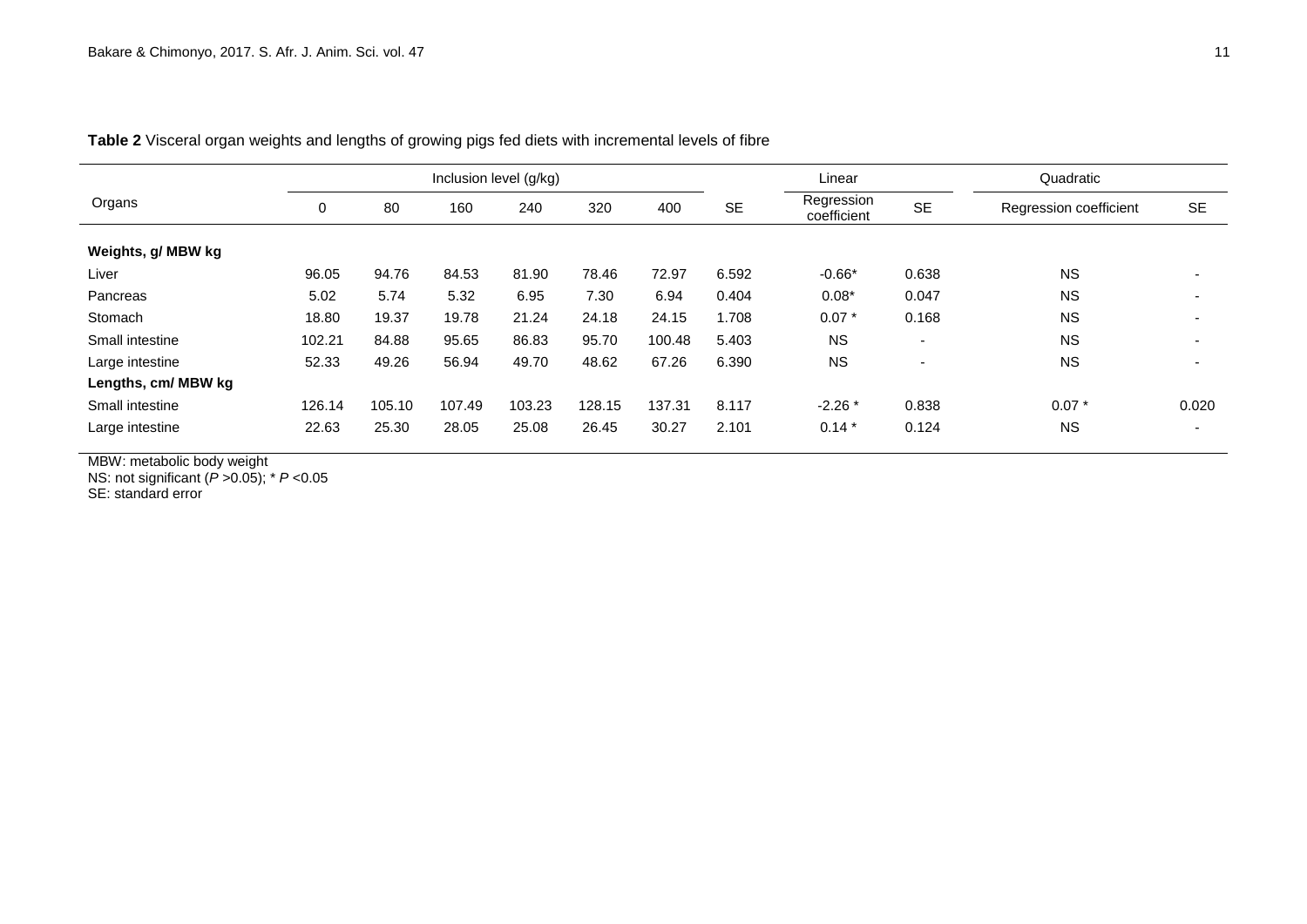**Table 2** Visceral organ weights and lengths of growing pigs fed diets with incremental levels of fibre

| Organs | Inclusion level (g/kg) | | | | | | SE | Linear | | Quadratic | |
|---|---|---|---|---|---|---|---|---|---|---|---|
| | 0 | 80 | 160 | 240 | 320 | 400 | | Regression coefficient | SE | Regression coefficient | SE |
| **Weights, g/ MBW kg** | | | | | | | | | | | |
| Liver | 96.05 | 94.76 | 84.53 | 81.90 | 78.46 | 72.97 | 6.592 | -0.66* | 0.638 | NS | - |
| Pancreas | 5.02 | 5.74 | 5.32 | 6.95 | 7.30 | 6.94 | 0.404 | 0.08* | 0.047 | NS | - |
| Stomach | 18.80 | 19.37 | 19.78 | 21.24 | 24.18 | 24.15 | 1.708 | 0.07 * | 0.168 | NS | - |
| Small intestine | 102.21 | 84.88 | 95.65 | 86.83 | 95.70 | 100.48 | 5.403 | NS | - | NS | - |
| Large intestine | 52.33 | 49.26 | 56.94 | 49.70 | 48.62 | 67.26 | 6.390 | NS | - | NS | - |
| **Lengths, cm/ MBW kg** | | | | | | | | | | | |
| Small intestine | 126.14 | 105.10 | 107.49 | 103.23 | 128.15 | 137.31 | 8.117 | -2.26 * | 0.838 | 0.07 * | 0.020 |
| Large intestine | 22.63 | 25.30 | 28.05 | 25.08 | 26.45 | 30.27 | 2.101 | 0.14 * | 0.124 | NS | - |

MBW: metabolic body weight
NS: not significant ($P$ >0.05); * $P$ <0.05
SE: standard error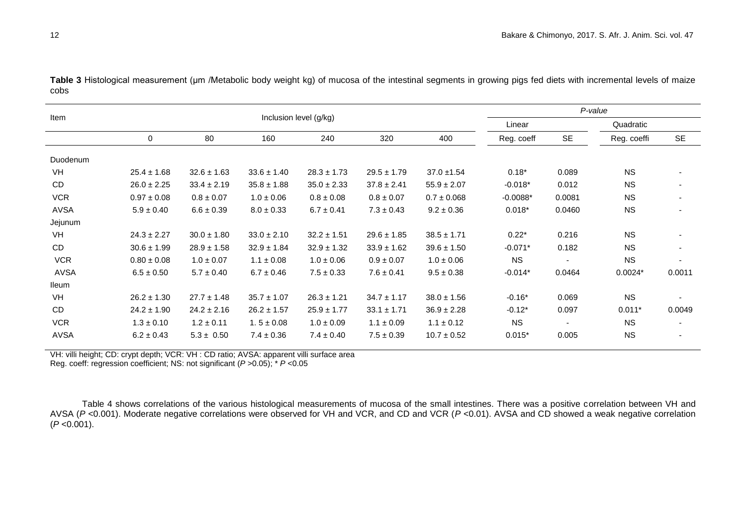**Table 3** Histological measurement (µm /Metabolic body weight kg) of mucosa of the intestinal segments in growing pigs fed diets with incremental levels of maize cobs

| Item | Inclusion level (g/kg) | | | | | | *P-value* | | | |
|---|---|---|---|---|---|---|---|---|---|---|
| | | | | | | | Linear | | Quadratic | |
| | 0 | 80 | 160 | 240 | 320 | 400 | Reg. coeff | SE | Reg. coeffi | SE |
| Duodenum | | | | | | | | | | |
| VH | 25.4 ± 1.68 | 32.6 ± 1.63 | 33.6 ± 1.40 | 28.3 ± 1.73 | 29.5 ± 1.79 | 37.0 ±1.54 | 0.18* | 0.089 | NS | - |
| CD | 26.0 ± 2.25 | 33.4 ± 2.19 | 35.8 ± 1.88 | 35.0 ± 2.33 | 37.8 ± 2.41 | 55.9 ± 2.07 | -0.018* | 0.012 | NS | - |
| VCR | 0.97 ± 0.08 | 0.8 ± 0.07 | 1.0 ± 0.06 | 0.8 ± 0.08 | 0.8 ± 0.07 | 0.7 ± 0.068 | -0.0088* | 0.0081 | NS | - |
| AVSA | 5.9 ± 0.40 | 6.6 ± 0.39 | 8.0 ± 0.33 | 6.7 ± 0.41 | 7.3 ± 0.43 | 9.2 ± 0.36 | 0.018* | 0.0460 | NS | - |
| Jejunum | | | | | | | | | | |
| VH | 24.3 ± 2.27 | 30.0 ± 1.80 | 33.0 ± 2.10 | 32.2 ± 1.51 | 29.6 ± 1.85 | 38.5 ± 1.71 | 0.22* | 0.216 | NS | - |
| CD | 30.6 ± 1.99 | 28.9 ± 1.58 | 32.9 ± 1.84 | 32.9 ± 1.32 | 33.9 ± 1.62 | 39.6 ± 1.50 | -0.071* | 0.182 | NS | - |
| VCR | 0.80 ± 0.08 | 1.0 ± 0.07 | 1.1 ± 0.08 | 1.0 ± 0.06 | 0.9 ± 0.07 | 1.0 ± 0.06 | NS | - | NS | - |
| AVSA | 6.5 ± 0.50 | 5.7 ± 0.40 | 6.7 ± 0.46 | 7.5 ± 0.33 | 7.6 ± 0.41 | 9.5 ± 0.38 | -0.014* | 0.0464 | 0.0024* | 0.0011 |
| Ileum | | | | | | | | | | |
| VH | 26.2 ± 1.30 | 27.7 ± 1.48 | 35.7 ± 1.07 | 26.3 ± 1.21 | 34.7 ± 1.17 | 38.0 ± 1.56 | -0.16* | 0.069 | NS | - |
| CD | 24.2 ± 1.90 | 24.2 ± 2.16 | 26.2 ± 1.57 | 25.9 ± 1.77 | 33.1 ± 1.71 | 36.9 ± 2.28 | -0.12* | 0.097 | 0.011* | 0.0049 |
| VCR | 1.3 ± 0.10 | 1.2 ± 0.11 | 1. 5 ± 0.08 | 1.0 ± 0.09 | 1.1 ± 0.09 | 1.1 ± 0.12 | NS | - | NS | - |
| AVSA | 6.2 ± 0.43 | 5.3 ± 0.50 | 7.4 ± 0.36 | 7.4 ± 0.40 | 7.5 ± 0.39 | 10.7 ± 0.52 | 0.015* | 0.005 | NS | - |

VH: villi height; CD: crypt depth; VCR: VH : CD ratio; AVSA: apparent villi surface area
Reg. coeff: regression coefficient; NS: not significant ($P$ >0.05); * $P$ <0.05

Table 4 shows correlations of the various histological measurements of mucosa of the small intestines. There was a positive correlation between VH and AVSA ($P$ <0.001). Moderate negative correlations were observed for VH and VCR, and CD and VCR ($P$ <0.01). AVSA and CD showed a weak negative correlation ($P$ <0.001).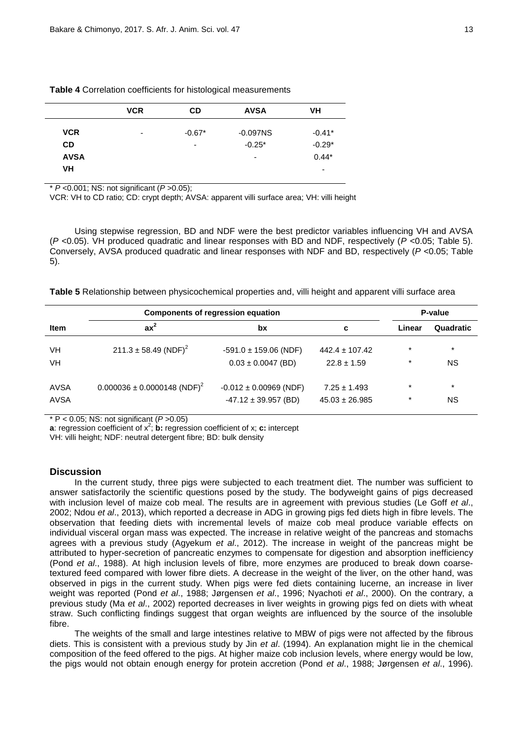**Table 4** Correlation coefficients for histological measurements

| | VCR | CD | AVSA | VH |
|---|---|---|---|---|
| **VCR** | - | -0.67* | -0.097NS | -0.41* |
| **CD** | | - | -0.25* | -0.29* |
| **AVSA** | | | - | 0.44* |
| **VH** | | | | - |

* *P* <0.001; NS: not significant (*P* >0.05);

VCR: VH to CD ratio; CD: crypt depth; AVSA: apparent villi surface area; VH: villi height

Using stepwise regression, BD and NDF were the best predictor variables influencing VH and AVSA (*P* <0.05). VH produced quadratic and linear responses with BD and NDF, respectively (*P* <0.05; Table 5). Conversely, AVSA produced quadratic and linear responses with NDF and BD, respectively (*P* <0.05; Table 5).

**Table 5** Relationship between physicochemical properties and, villi height and apparent villi surface area

| | Components of regression equation | | | P-value | |
|---|---|---|---|---|---|
| **Item** | $ax^2$ | **bx** | **c** | **Linear** | **Quadratic** |
| VH | $211.3 \pm 58.49\ (NDF)^2$ | -591.0 ± 159.06 (NDF) | 442.4 ± 107.42 | * | * |
| VH | | 0.03 ± 0.0047 (BD) | 22.8 ± 1.59 | * | NS |
| AVSA | $0.000036 \pm 0.0000148\ (NDF)^2$ | -0.012 ± 0.00969 (NDF) | 7.25 ± 1.493 | * | * |
| AVSA | | -47.12 ± 39.957 (BD) | 45.03 ± 26.985 | * | NS |

* P < 0.05; NS: not significant (*P* >0.05)

**a**: regression coefficient of $x^2$; **b:** regression coefficient of x; **c:** intercept

VH: villi height; NDF: neutral detergent fibre; BD: bulk density

## Discussion

In the current study, three pigs were subjected to each treatment diet. The number was sufficient to answer satisfactorily the scientific questions posed by the study. The bodyweight gains of pigs decreased with inclusion level of maize cob meal. The results are in agreement with previous studies (Le Goff *et al*., 2002; Ndou *et al*., 2013), which reported a decrease in ADG in growing pigs fed diets high in fibre levels. The observation that feeding diets with incremental levels of maize cob meal produce variable effects on individual visceral organ mass was expected. The increase in relative weight of the pancreas and stomachs agrees with a previous study (Agyekum *et al*., 2012). The increase in weight of the pancreas might be attributed to hyper-secretion of pancreatic enzymes to compensate for digestion and absorption inefficiency (Pond *et al*., 1988). At high inclusion levels of fibre, more enzymes are produced to break down coarse-textured feed compared with lower fibre diets. A decrease in the weight of the liver, on the other hand, was observed in pigs in the current study. When pigs were fed diets containing lucerne, an increase in liver weight was reported (Pond *et al*., 1988; Jørgensen *et al*., 1996; Nyachoti *et al*., 2000). On the contrary, a previous study (Ma *et al*., 2002) reported decreases in liver weights in growing pigs fed on diets with wheat straw. Such conflicting findings suggest that organ weights are influenced by the source of the insoluble fibre.

The weights of the small and large intestines relative to MBW of pigs were not affected by the fibrous diets. This is consistent with a previous study by Jin *et al*. (1994). An explanation might lie in the chemical composition of the feed offered to the pigs. At higher maize cob inclusion levels, where energy would be low, the pigs would not obtain enough energy for protein accretion (Pond *et al*., 1988; Jørgensen *et al*., 1996).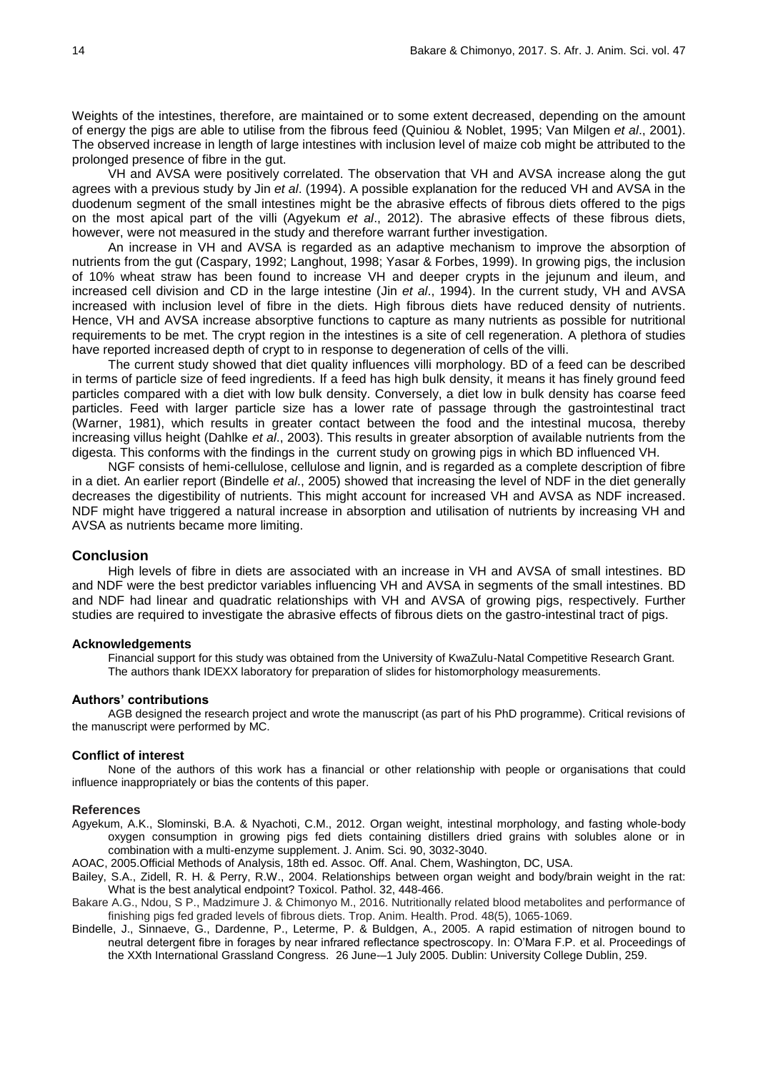Weights of the intestines, therefore, are maintained or to some extent decreased, depending on the amount of energy the pigs are able to utilise from the fibrous feed (Quiniou & Noblet, 1995; Van Milgen *et al*., 2001). The observed increase in length of large intestines with inclusion level of maize cob might be attributed to the prolonged presence of fibre in the gut.

VH and AVSA were positively correlated. The observation that VH and AVSA increase along the gut agrees with a previous study by Jin *et al*. (1994). A possible explanation for the reduced VH and AVSA in the duodenum segment of the small intestines might be the abrasive effects of fibrous diets offered to the pigs on the most apical part of the villi (Agyekum *et al*., 2012). The abrasive effects of these fibrous diets, however, were not measured in the study and therefore warrant further investigation.

An increase in VH and AVSA is regarded as an adaptive mechanism to improve the absorption of nutrients from the gut (Caspary, 1992; Langhout, 1998; Yasar & Forbes, 1999). In growing pigs, the inclusion of 10% wheat straw has been found to increase VH and deeper crypts in the jejunum and ileum, and increased cell division and CD in the large intestine (Jin *et al*., 1994). In the current study, VH and AVSA increased with inclusion level of fibre in the diets. High fibrous diets have reduced density of nutrients. Hence, VH and AVSA increase absorptive functions to capture as many nutrients as possible for nutritional requirements to be met. The crypt region in the intestines is a site of cell regeneration. A plethora of studies have reported increased depth of crypt to in response to degeneration of cells of the villi.

The current study showed that diet quality influences villi morphology. BD of a feed can be described in terms of particle size of feed ingredients. If a feed has high bulk density, it means it has finely ground feed particles compared with a diet with low bulk density. Conversely, a diet low in bulk density has coarse feed particles. Feed with larger particle size has a lower rate of passage through the gastrointestinal tract (Warner, 1981), which results in greater contact between the food and the intestinal mucosa, thereby increasing villus height (Dahlke *et al*., 2003). This results in greater absorption of available nutrients from the digesta. This conforms with the findings in the current study on growing pigs in which BD influenced VH.

NGF consists of hemi-cellulose, cellulose and lignin, and is regarded as a complete description of fibre in a diet. An earlier report (Bindelle *et al*., 2005) showed that increasing the level of NDF in the diet generally decreases the digestibility of nutrients. This might account for increased VH and AVSA as NDF increased. NDF might have triggered a natural increase in absorption and utilisation of nutrients by increasing VH and AVSA as nutrients became more limiting.

## Conclusion

High levels of fibre in diets are associated with an increase in VH and AVSA of small intestines. BD and NDF were the best predictor variables influencing VH and AVSA in segments of the small intestines. BD and NDF had linear and quadratic relationships with VH and AVSA of growing pigs, respectively. Further studies are required to investigate the abrasive effects of fibrous diets on the gastro-intestinal tract of pigs.

### Acknowledgements

Financial support for this study was obtained from the University of KwaZulu-Natal Competitive Research Grant. The authors thank IDEXX laboratory for preparation of slides for histomorphology measurements.

### Authors' contributions

AGB designed the research project and wrote the manuscript (as part of his PhD programme). Critical revisions of the manuscript were performed by MC.

### Conflict of interest

None of the authors of this work has a financial or other relationship with people or organisations that could influence inappropriately or bias the contents of this paper.

### References

Agyekum, A.K., Slominski, B.A. & Nyachoti, C.M., 2012. Organ weight, intestinal morphology, and fasting whole-body oxygen consumption in growing pigs fed diets containing distillers dried grains with solubles alone or in combination with a multi-enzyme supplement. J. Anim. Sci. 90, 3032-3040.

AOAC, 2005.Official Methods of Analysis, 18th ed. Assoc. Off. Anal. Chem, Washington, DC, USA.

Bailey, S.A., Zidell, R. H. & Perry, R.W., 2004. Relationships between organ weight and body/brain weight in the rat: What is the best analytical endpoint? Toxicol. Pathol. 32, 448-466.

Bakare A.G., Ndou, S P., Madzimure J. & Chimonyo M., 2016. Nutritionally related blood metabolites and performance of finishing pigs fed graded levels of fibrous diets. Trop. Anim. Health. Prod. 48(5), 1065-1069.

Bindelle, J., Sinnaeve, G., Dardenne, P., Leterme, P. & Buldgen, A., 2005. A rapid estimation of nitrogen bound to neutral detergent fibre in forages by near infrared reflectance spectroscopy. In: O'Mara F.P. et al. Proceedings of the XXth International Grassland Congress. 26 June–1 July 2005. Dublin: University College Dublin, 259.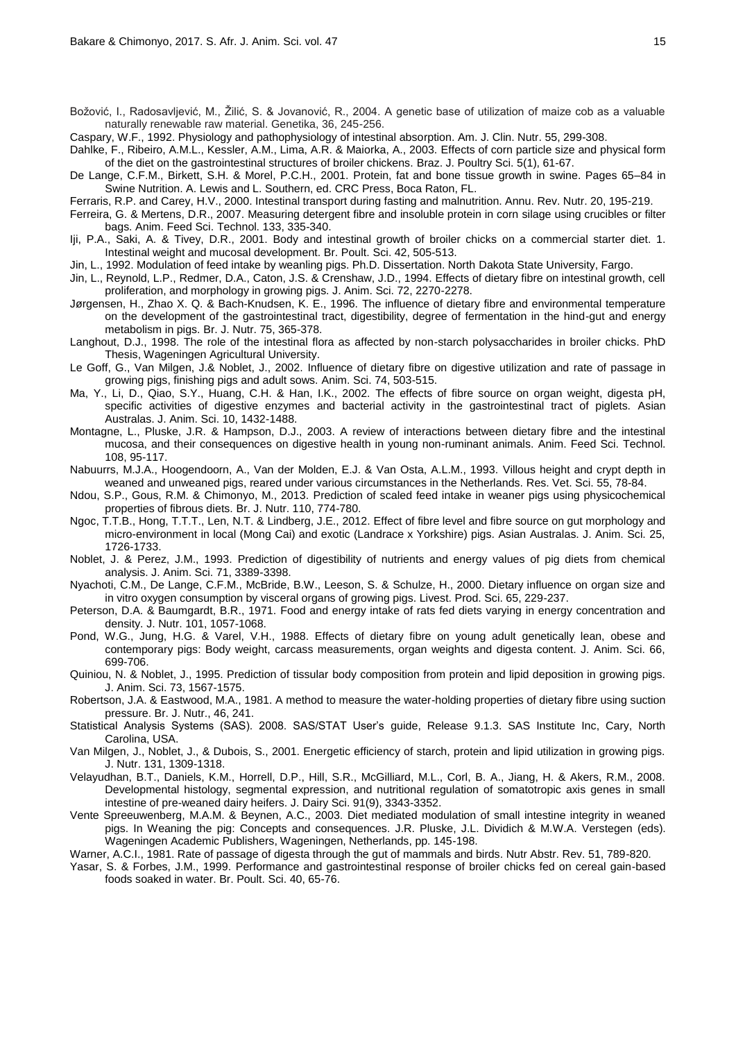Božović, I., Radosavljević, M., Žilić, S. & Jovanović, R., 2004. A genetic base of utilization of maize cob as a valuable naturally renewable raw material. Genetika, 36, 245-256.

Caspary, W.F., 1992. Physiology and pathophysiology of intestinal absorption. Am. J. Clin. Nutr. 55, 299-308.

Dahlke, F., Ribeiro, A.M.L., Kessler, A.M., Lima, A.R. & Maiorka, A., 2003. Effects of corn particle size and physical form of the diet on the gastrointestinal structures of broiler chickens. Braz. J. Poultry Sci. 5(1), 61-67.

De Lange, C.F.M., Birkett, S.H. & Morel, P.C.H., 2001. Protein, fat and bone tissue growth in swine. Pages 65–84 in Swine Nutrition. A. Lewis and L. Southern, ed. CRC Press, Boca Raton, FL.

Ferraris, R.P. and Carey, H.V., 2000. Intestinal transport during fasting and malnutrition. Annu. Rev. Nutr. 20, 195-219.

Ferreira, G. & Mertens, D.R., 2007. Measuring detergent fibre and insoluble protein in corn silage using crucibles or filter bags. Anim. Feed Sci. Technol. 133, 335-340.

Iji, P.A., Saki, A. & Tivey, D.R., 2001. Body and intestinal growth of broiler chicks on a commercial starter diet. 1. Intestinal weight and mucosal development. Br. Poult. Sci. 42, 505-513.

Jin, L., 1992. Modulation of feed intake by weanling pigs. Ph.D. Dissertation. North Dakota State University, Fargo.

Jin, L., Reynold, L.P., Redmer, D.A., Caton, J.S. & Crenshaw, J.D., 1994. Effects of dietary fibre on intestinal growth, cell proliferation, and morphology in growing pigs. J. Anim. Sci. 72, 2270-2278.

Jørgensen, H., Zhao X. Q. & Bach-Knudsen, K. E., 1996. The influence of dietary fibre and environmental temperature on the development of the gastrointestinal tract, digestibility, degree of fermentation in the hind-gut and energy metabolism in pigs. Br. J. Nutr. 75, 365-378.

Langhout, D.J., 1998. The role of the intestinal flora as affected by non-starch polysaccharides in broiler chicks. PhD Thesis, Wageningen Agricultural University.

Le Goff, G., Van Milgen, J.& Noblet, J., 2002. Influence of dietary fibre on digestive utilization and rate of passage in growing pigs, finishing pigs and adult sows. Anim. Sci. 74, 503-515.

Ma, Y., Li, D., Qiao, S.Y., Huang, C.H. & Han, I.K., 2002. The effects of fibre source on organ weight, digesta pH, specific activities of digestive enzymes and bacterial activity in the gastrointestinal tract of piglets. Asian Australas. J. Anim. Sci. 10, 1432-1488.

Montagne, L., Pluske, J.R. & Hampson, D.J., 2003. A review of interactions between dietary fibre and the intestinal mucosa, and their consequences on digestive health in young non-ruminant animals. Anim. Feed Sci. Technol. 108, 95-117.

Nabuurrs, M.J.A., Hoogendoorn, A., Van der Molden, E.J. & Van Osta, A.L.M., 1993. Villous height and crypt depth in weaned and unweaned pigs, reared under various circumstances in the Netherlands. Res. Vet. Sci. 55, 78-84.

Ndou, S.P., Gous, R.M. & Chimonyo, M., 2013. Prediction of scaled feed intake in weaner pigs using physicochemical properties of fibrous diets. Br. J. Nutr. 110, 774-780.

Ngoc, T.T.B., Hong, T.T.T., Len, N.T. & Lindberg, J.E., 2012. Effect of fibre level and fibre source on gut morphology and micro-environment in local (Mong Cai) and exotic (Landrace x Yorkshire) pigs. Asian Australas. J. Anim. Sci. 25, 1726-1733.

Noblet, J. & Perez, J.M., 1993. Prediction of digestibility of nutrients and energy values of pig diets from chemical analysis. J. Anim. Sci. 71, 3389-3398.

Nyachoti, C.M., De Lange, C.F.M., McBride, B.W., Leeson, S. & Schulze, H., 2000. Dietary influence on organ size and in vitro oxygen consumption by visceral organs of growing pigs. Livest. Prod. Sci. 65, 229-237.

Peterson, D.A. & Baumgardt, B.R., 1971. Food and energy intake of rats fed diets varying in energy concentration and density. J. Nutr. 101, 1057-1068.

Pond, W.G., Jung, H.G. & Varel, V.H., 1988. Effects of dietary fibre on young adult genetically lean, obese and contemporary pigs: Body weight, carcass measurements, organ weights and digesta content. J. Anim. Sci. 66, 699-706.

Quiniou, N. & Noblet, J., 1995. Prediction of tissular body composition from protein and lipid deposition in growing pigs. J. Anim. Sci. 73, 1567-1575.

Robertson, J.A. & Eastwood, M.A., 1981. A method to measure the water-holding properties of dietary fibre using suction pressure. Br. J. Nutr., 46, 241.

Statistical Analysis Systems (SAS). 2008. SAS/STAT User's guide, Release 9.1.3. SAS Institute Inc, Cary, North Carolina, USA.

Van Milgen, J., Noblet, J., & Dubois, S., 2001. Energetic efficiency of starch, protein and lipid utilization in growing pigs. J. Nutr. 131, 1309-1318.

Velayudhan, B.T., Daniels, K.M., Horrell, D.P., Hill, S.R., McGilliard, M.L., Corl, B. A., Jiang, H. & Akers, R.M., 2008. Developmental histology, segmental expression, and nutritional regulation of somatotropic axis genes in small intestine of pre-weaned dairy heifers. J. Dairy Sci. 91(9), 3343-3352.

Vente Spreeuwenberg, M.A.M. & Beynen, A.C., 2003. Diet mediated modulation of small intestine integrity in weaned pigs. In Weaning the pig: Concepts and consequences. J.R. Pluske, J.L. Dividich & M.W.A. Verstegen (eds). Wageningen Academic Publishers, Wageningen, Netherlands, pp. 145-198.

Warner, A.C.I., 1981. Rate of passage of digesta through the gut of mammals and birds. Nutr Abstr. Rev. 51, 789-820.

Yasar, S. & Forbes, J.M., 1999. Performance and gastrointestinal response of broiler chicks fed on cereal gain-based foods soaked in water. Br. Poult. Sci. 40, 65-76.